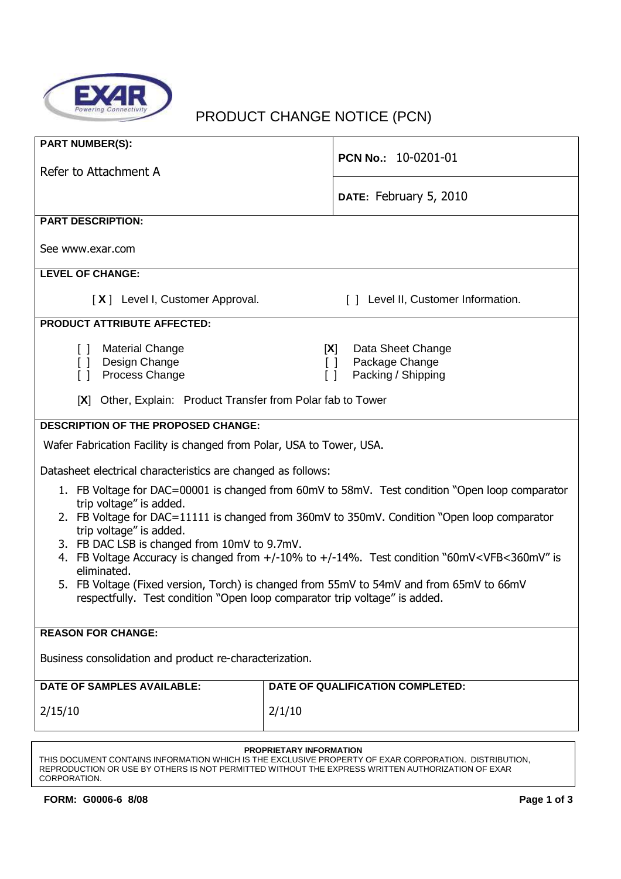# PRODUCT CHANGE NOTICE (PCN)

**PART NUMBER(S):**

Refer to Attachment A

**PCN No.:** 10-0201-01

**DATE:** February 5, 2010

**PART DESCRIPTION:**

See www.exar.com

**LEVEL OF CHANGE:**

[ **X** ] Level I, Customer Approval. [ ] Level II, Customer Information.

**PRODUCT ATTRIBUTE AFFECTED:**

[ ] Material Change
[ ] Design Change
[ ] Process Change
[**X**] Data Sheet Change
[ ] Package Change
[ ] Packing / Shipping

[**X**] Other, Explain: Product Transfer from Polar fab to Tower

**DESCRIPTION OF THE PROPOSED CHANGE:**

Wafer Fabrication Facility is changed from Polar, USA to Tower, USA.

Datasheet electrical characteristics are changed as follows:

1. FB Voltage for DAC=00001 is changed from 60mV to 58mV. Test condition "Open loop comparator trip voltage" is added.
2. FB Voltage for DAC=11111 is changed from 360mV to 350mV. Condition "Open loop comparator trip voltage" is added.
3. FB DAC LSB is changed from 10mV to 9.7mV.
4. FB Voltage Accuracy is changed from +/-10% to +/-14%. Test condition "60mV<VFB<360mV" is eliminated.
5. FB Voltage (Fixed version, Torch) is changed from 55mV to 54mV and from 65mV to 66mV respectfully. Test condition "Open loop comparator trip voltage" is added.

**REASON FOR CHANGE:**

Business consolidation and product re-characterization.

| DATE OF SAMPLES AVAILABLE: | DATE OF QUALIFICATION COMPLETED: |
|---|---|
| 2/15/10 | 2/1/10 |

**PROPRIETARY INFORMATION**
THIS DOCUMENT CONTAINS INFORMATION WHICH IS THE EXCLUSIVE PROPERTY OF EXAR CORPORATION. DISTRIBUTION, REPRODUCTION OR USE BY OTHERS IS NOT PERMITTED WITHOUT THE EXPRESS WRITTEN AUTHORIZATION OF EXAR CORPORATION.

**FORM: G0006-6 8/08**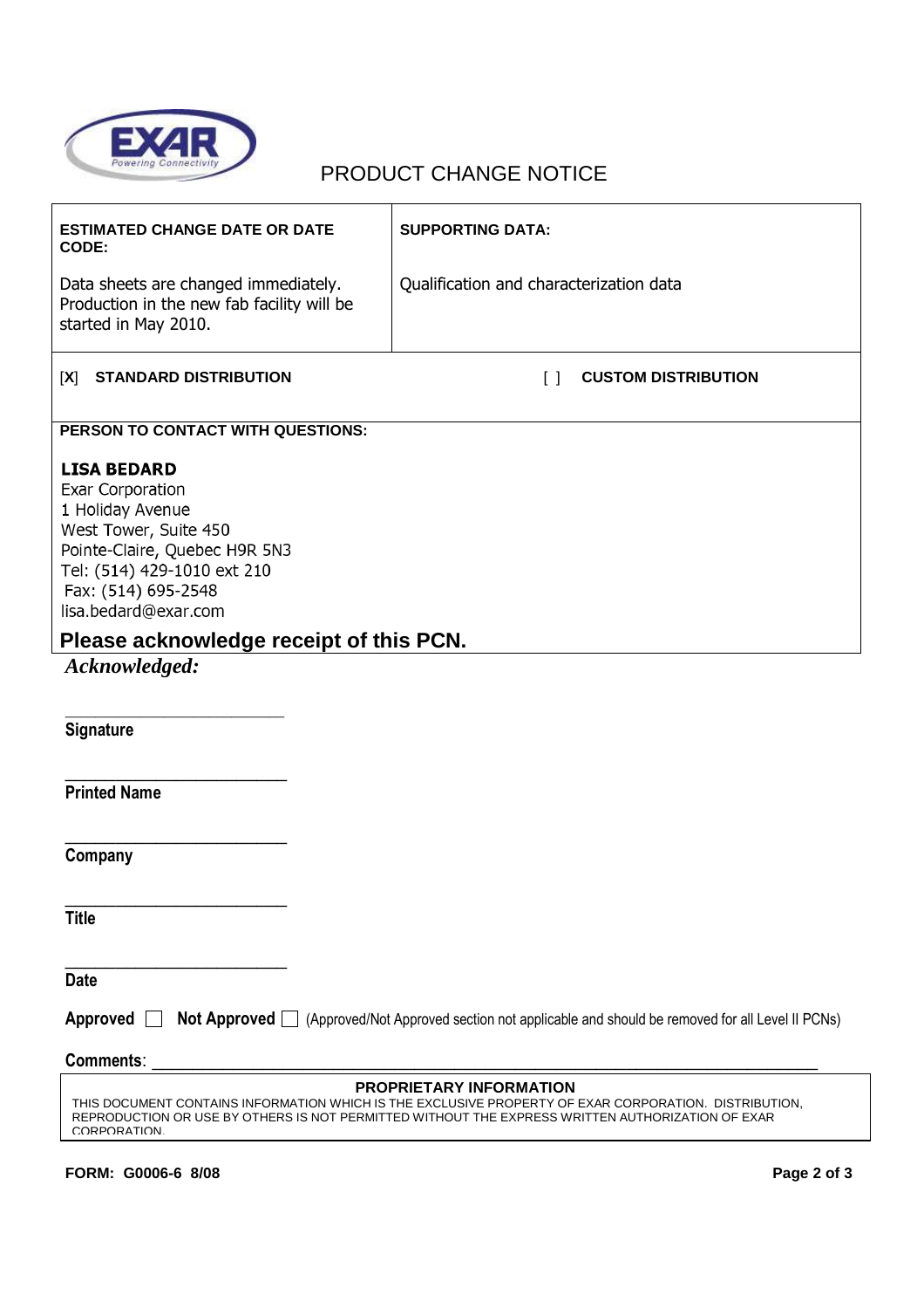# PRODUCT CHANGE NOTICE

| **ESTIMATED CHANGE DATE OR DATE CODE:** | **SUPPORTING DATA:** |
| --- | --- |
| Data sheets are changed immediately. Production in the new fab facility will be started in May 2010. | Qualification and characterization data |

[X] **STANDARD DISTRIBUTION** [ ] **CUSTOM DISTRIBUTION**

**PERSON TO CONTACT WITH QUESTIONS:**

**LISA BEDARD**
Exar Corporation
1 Holiday Avenue
West Tower, Suite 450
Pointe-Claire, Quebec H9R 5N3
Tel: (514) 429-1010 ext 210
Fax: (514) 695-2548
lisa.bedard@exar.com

**Please acknowledge receipt of this PCN.**

***Acknowledged:***

\_\_\_\_\_\_\_\_\_\_\_\_\_\_\_\_\_\_\_\_\_\_\_\_\_\_
**Signature**

\_\_\_\_\_\_\_\_\_\_\_\_\_\_\_\_\_\_\_\_\_\_\_\_\_\_
**Printed Name**

\_\_\_\_\_\_\_\_\_\_\_\_\_\_\_\_\_\_\_\_\_\_\_\_\_\_
**Company**

\_\_\_\_\_\_\_\_\_\_\_\_\_\_\_\_\_\_\_\_\_\_\_\_\_\_
**Title**

\_\_\_\_\_\_\_\_\_\_\_\_\_\_\_\_\_\_\_\_\_\_\_\_\_\_
**Date**

**Approved** ☐ **Not Approved** ☐ (Approved/Not Approved section not applicable and should be removed for all Level II PCNs)

**Comments**: \_\_\_\_\_\_\_\_\_\_\_\_\_\_\_\_\_\_\_\_\_\_\_\_\_\_\_\_\_\_\_\_\_\_\_\_\_\_\_\_\_\_\_\_\_\_\_\_\_\_\_\_\_\_\_\_\_\_\_\_\_\_\_\_

**PROPRIETARY INFORMATION**

THIS DOCUMENT CONTAINS INFORMATION WHICH IS THE EXCLUSIVE PROPERTY OF EXAR CORPORATION. DISTRIBUTION, REPRODUCTION OR USE BY OTHERS IS NOT PERMITTED WITHOUT THE EXPRESS WRITTEN AUTHORIZATION OF EXAR CORPORATION.

**FORM: G0006-6 8/08**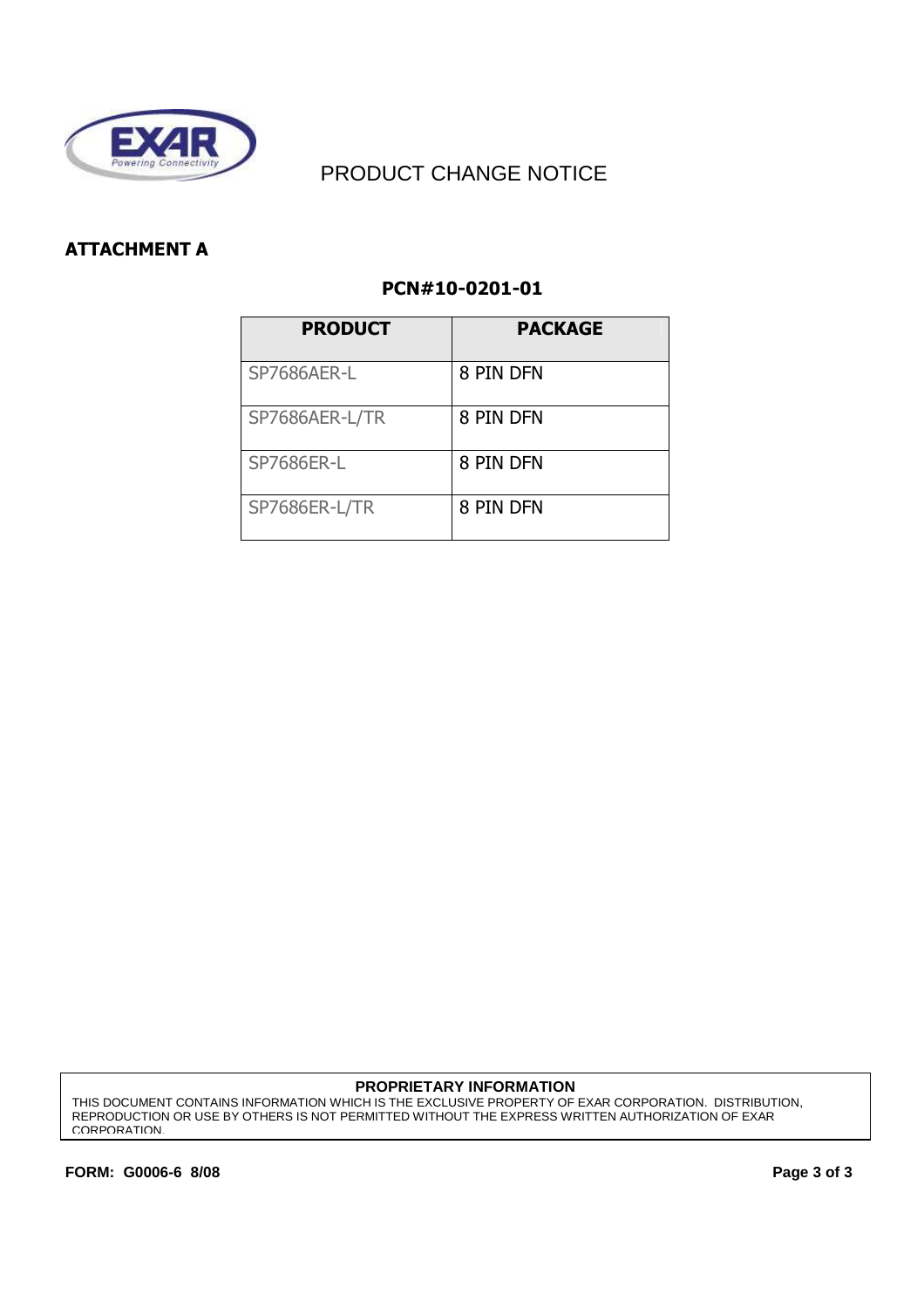# PRODUCT CHANGE NOTICE

## ATTACHMENT A

**PCN#10-0201-01**

| PRODUCT | PACKAGE |
| --- | --- |
| SP7686AER-L | 8 PIN DFN |
| SP7686AER-L/TR | 8 PIN DFN |
| SP7686ER-L | 8 PIN DFN |
| SP7686ER-L/TR | 8 PIN DFN |

**PROPRIETARY INFORMATION**

THIS DOCUMENT CONTAINS INFORMATION WHICH IS THE EXCLUSIVE PROPERTY OF EXAR CORPORATION. DISTRIBUTION, REPRODUCTION OR USE BY OTHERS IS NOT PERMITTED WITHOUT THE EXPRESS WRITTEN AUTHORIZATION OF EXAR CORPORATION.

**FORM: G0006-6 8/08**